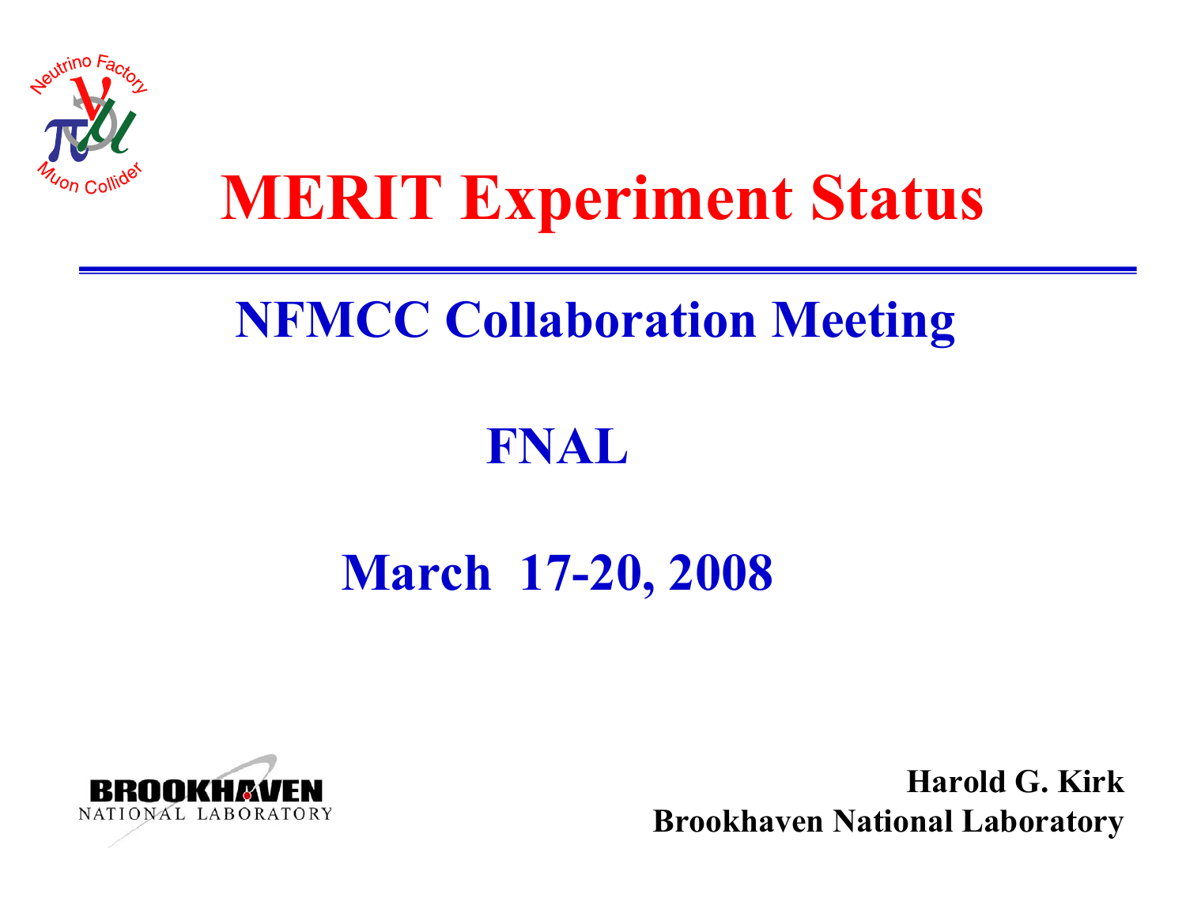# MERIT Experiment Status

## NFMCC Collaboration Meeting

## FNAL

## March 17-20, 2008

**Harold G. Kirk**
**Brookhaven National Laboratory**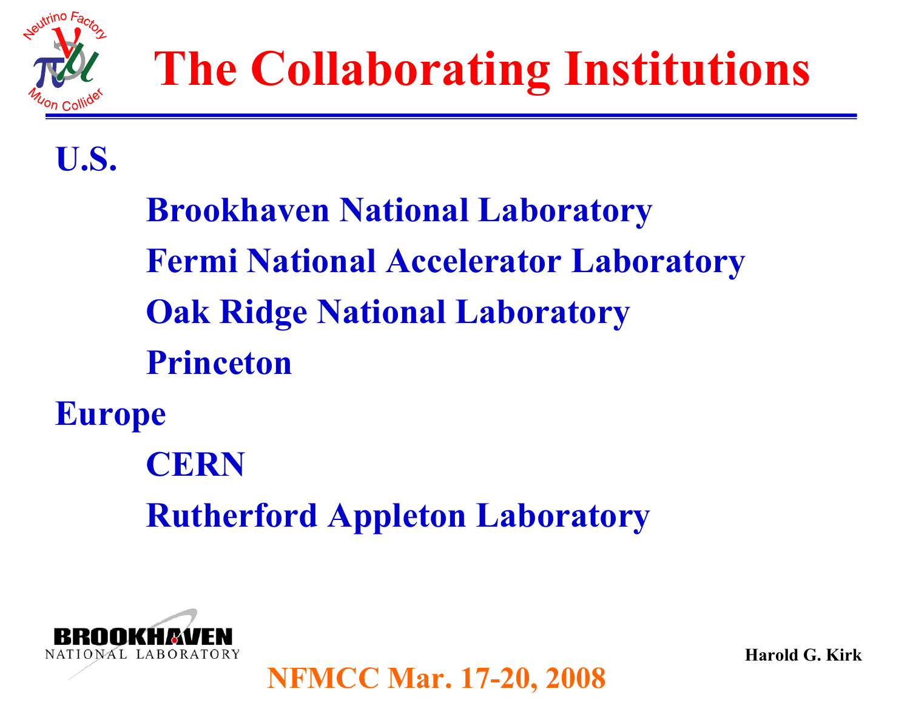# The Collaborating Institutions

## U.S.

- Brookhaven National Laboratory
- Fermi National Accelerator Laboratory
- Oak Ridge National Laboratory
- Princeton

## Europe

- CERN
- Rutherford Appleton Laboratory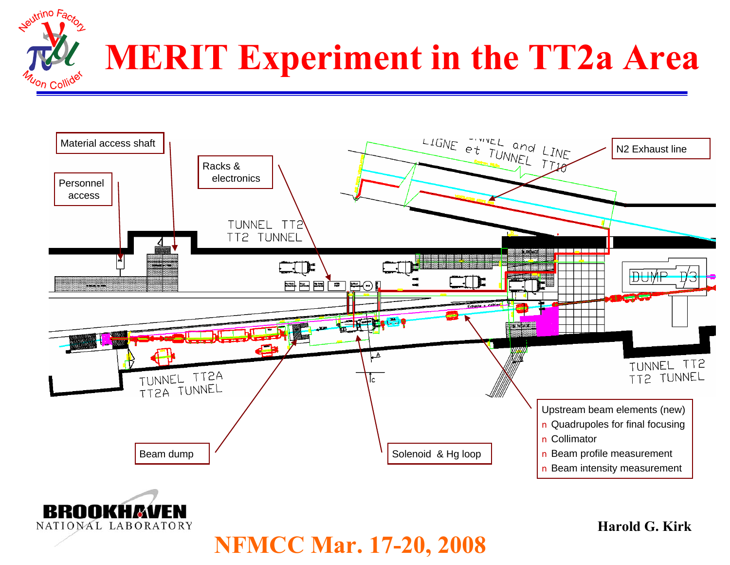# MERIT Experiment in the TT2a Area

Material access shaft

Personnel access

Racks & electronics

N2 Exhaust line

Beam dump

Solenoid & Hg loop

Upstream beam elements (new)

- Quadrupoles for final focusing
- Collimator
- Beam profile measurement
- Beam intensity measurement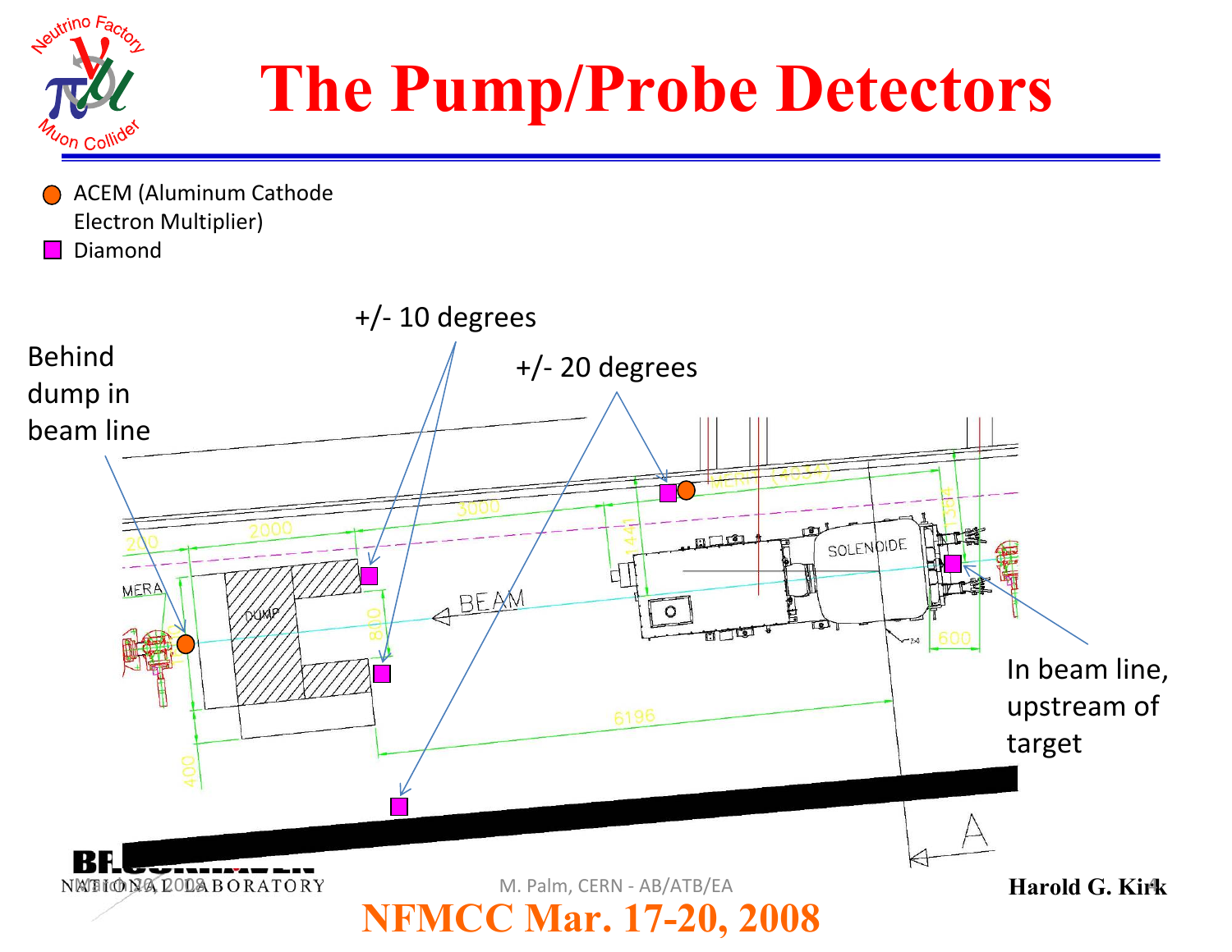# The Pump/Probe Detectors

- ACEM (Aluminum Cathode Electron Multiplier)
- Diamond

+/- 10 degrees

+/- 20 degrees

Behind dump in beam line

In beam line, upstream of target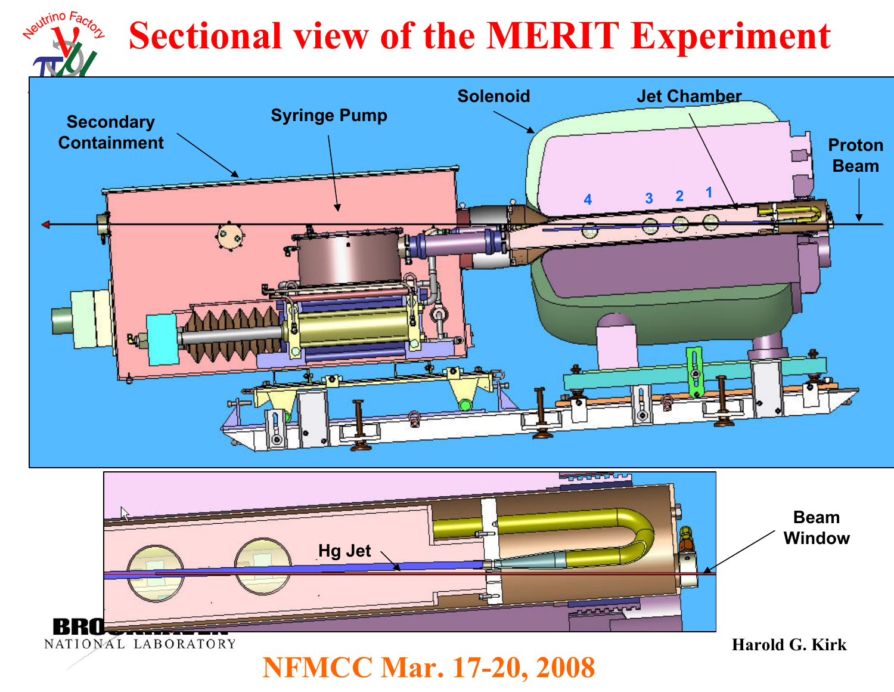# Sectional view of the MERIT Experiment

Secondary Containment

Syringe Pump

Solenoid

Jet Chamber

Proton Beam

4 3 2 1

Hg Jet

Beam Window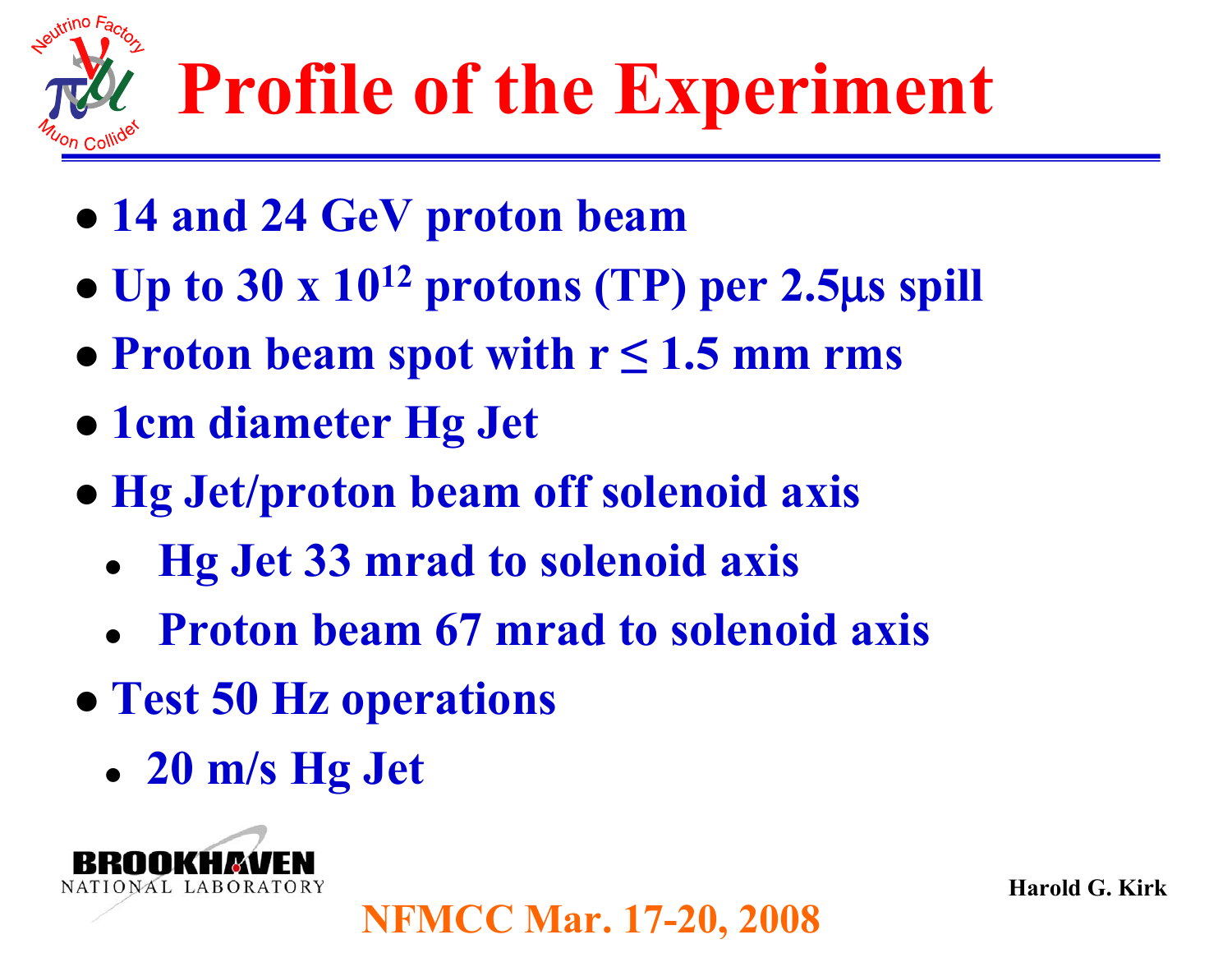# Profile of the Experiment

- 14 and 24 GeV proton beam
- Up to 30 x $10^{12}$ protons (TP) per 2.5μs spill
- Proton beam spot with r ≤ 1.5 mm rms
- 1cm diameter Hg Jet
- Hg Jet/proton beam off solenoid axis
  - Hg Jet 33 mrad to solenoid axis
  - Proton beam 67 mrad to solenoid axis
- Test 50 Hz operations
  - 20 m/s Hg Jet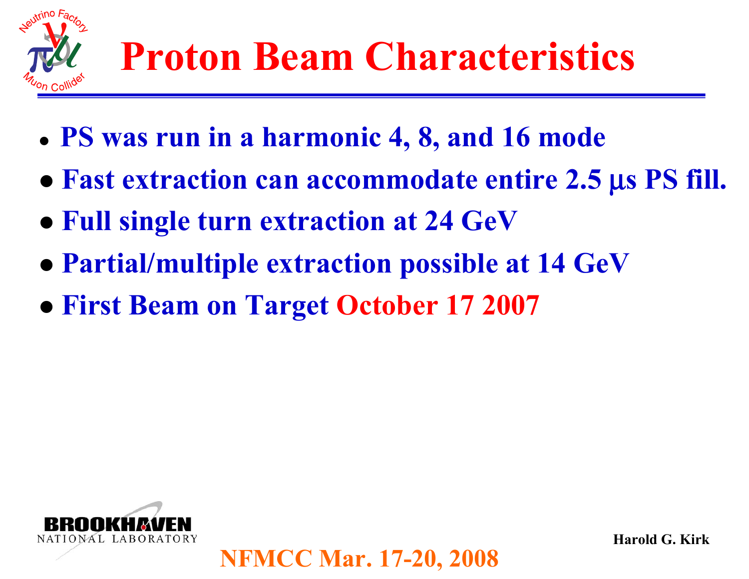# Proton Beam Characteristics

- PS was run in a harmonic 4, 8, and 16 mode
- Fast extraction can accommodate entire 2.5 μs PS fill.
- Full single turn extraction at 24 GeV
- Partial/multiple extraction possible at 14 GeV
- First Beam on Target October 17 2007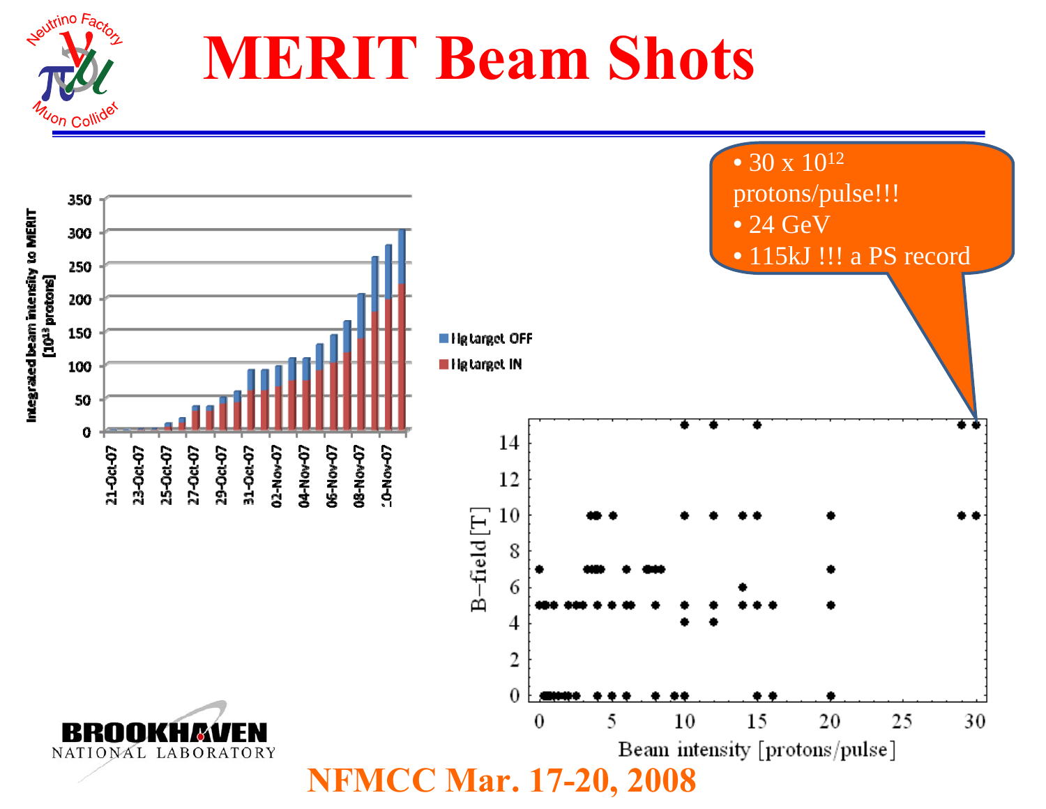# MERIT Beam Shots

- $30 \times 10^{12}$ protons/pulse!!!
- 24 GeV
- 115kJ !!! a PS record

NFMCC Mar. 17-20, 2008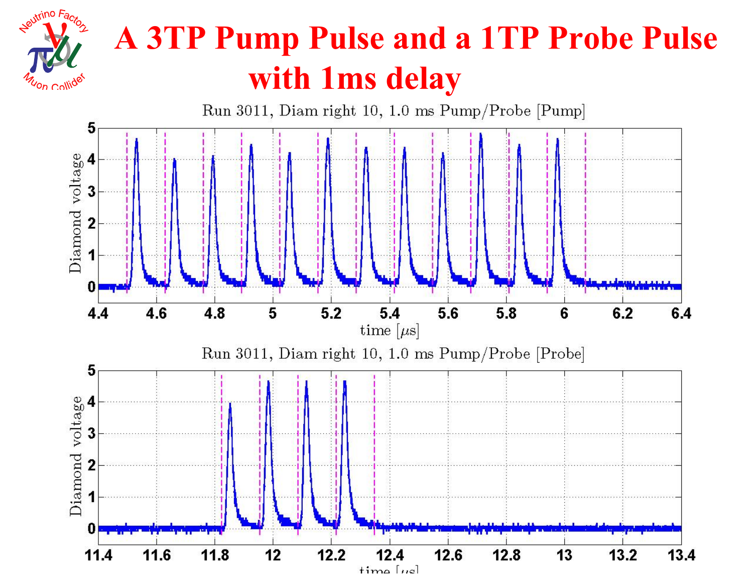# A 3TP Pump Pulse and a 1TP Probe Pulse with 1ms delay

Run 3011, Diam right 10, 1.0 ms Pump/Probe [Pump]

Run 3011, Diam right 10, 1.0 ms Pump/Probe [Probe]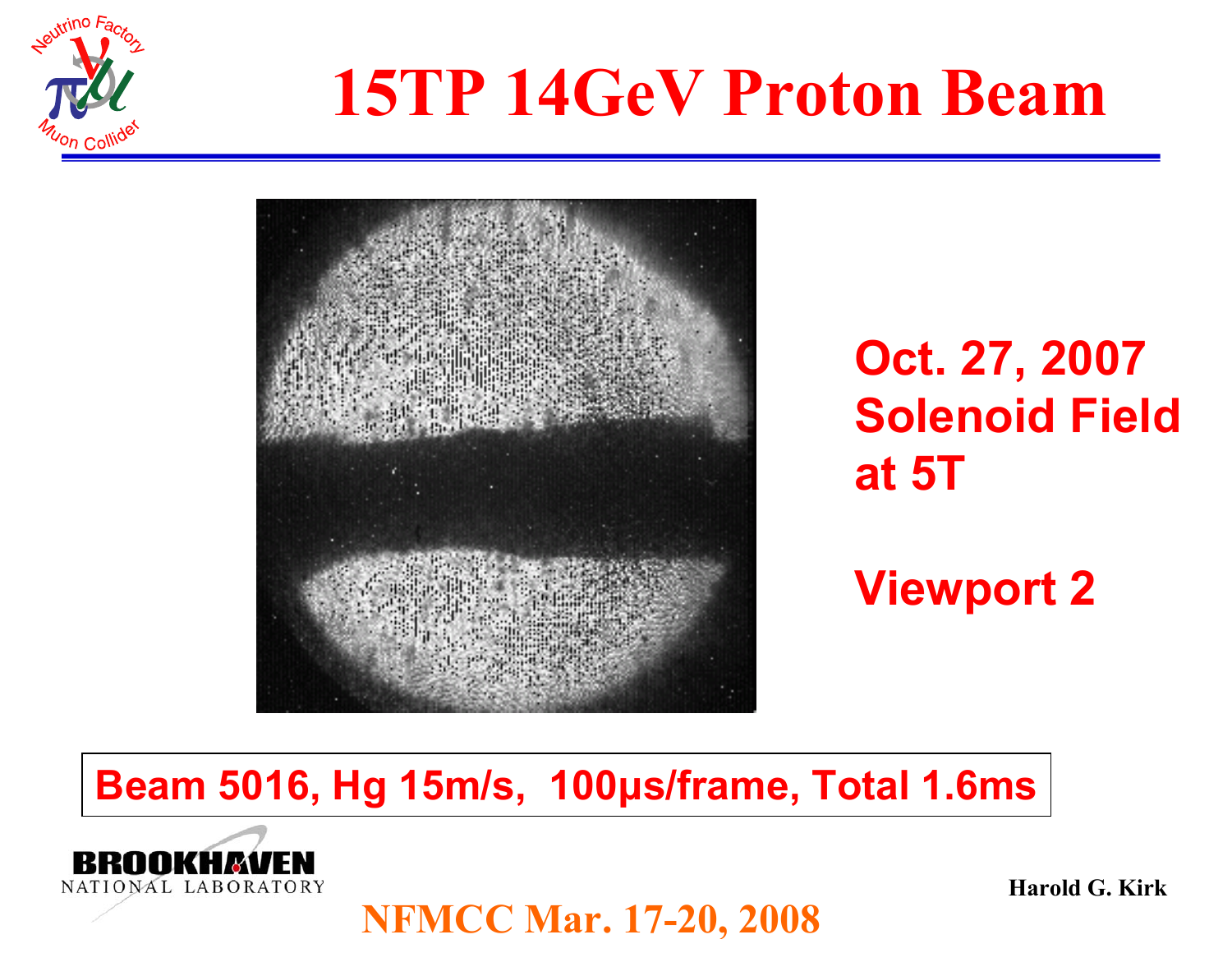# 15TP 14GeV Proton Beam

**Oct. 27, 2007**
**Solenoid Field at 5T**

**Viewport 2**

**Beam 5016, Hg 15m/s, 100μs/frame, Total 1.6ms**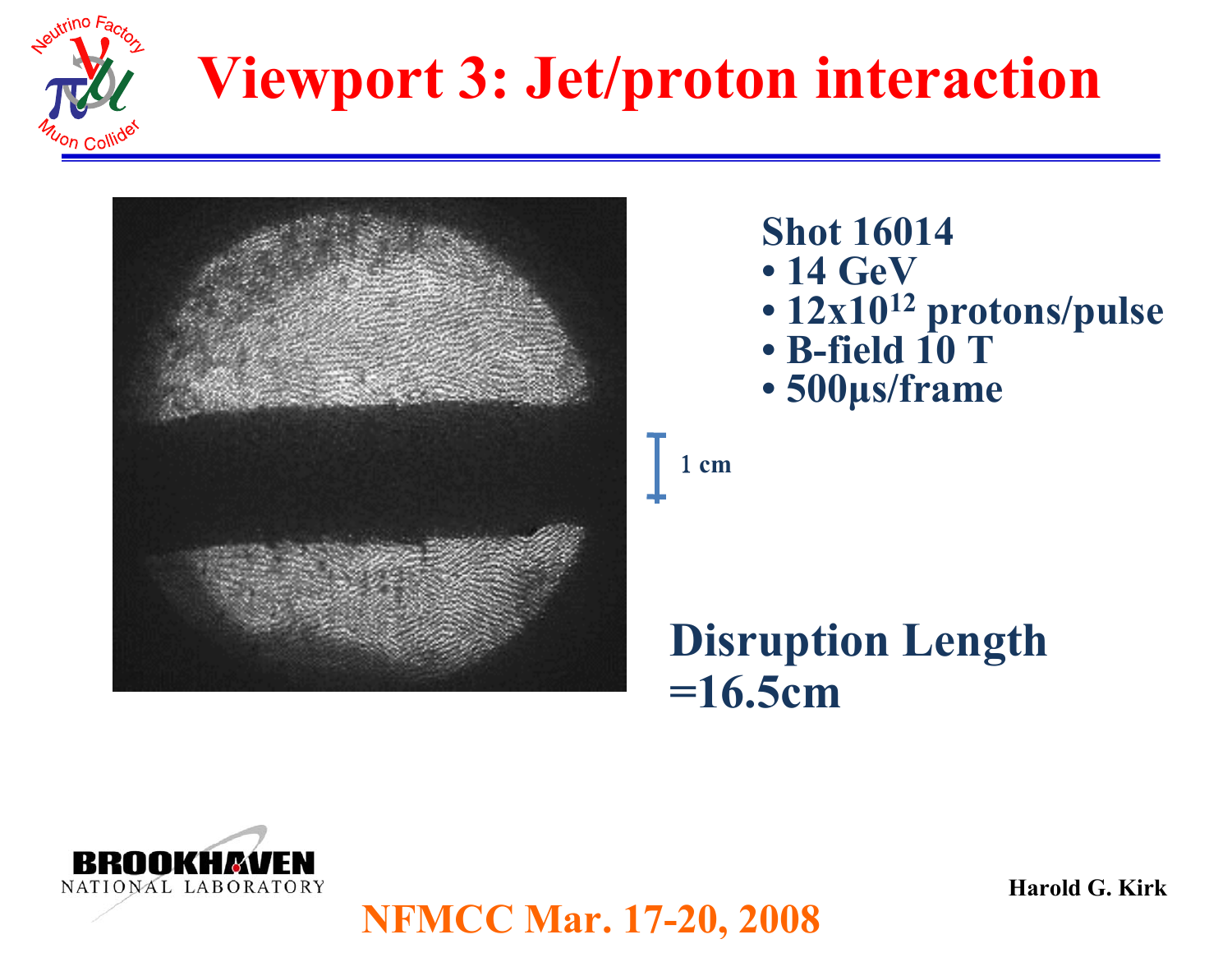# Viewport 3: Jet/proton interaction

**Shot 16014**

- **14 GeV**
- **$12 \times 10^{12}$ protons/pulse**
- **B-field 10 T**
- **500μs/frame**

1 cm

**Disruption Length =16.5cm**

NFMCC Mar. 17-20, 2008

Harold G. Kirk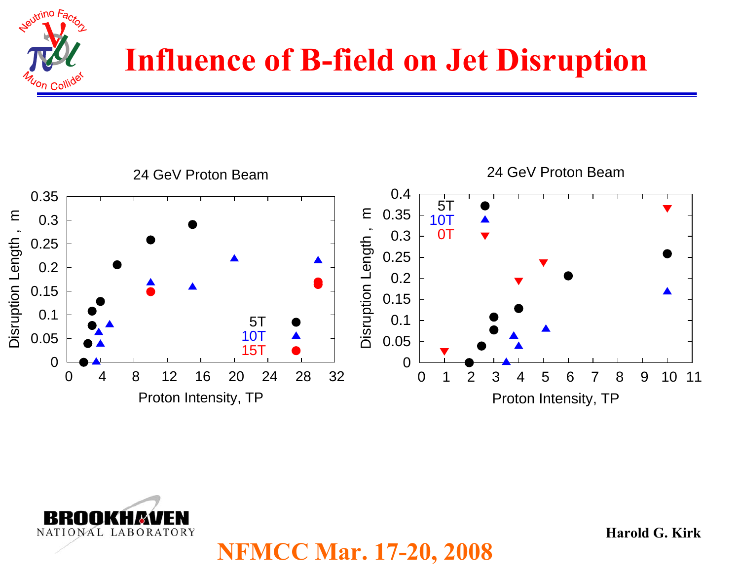# Influence of B-field on Jet Disruption

24 GeV Proton Beam

24 GeV Proton Beam

Harold G. Kirk

NFMCC Mar. 17-20, 2008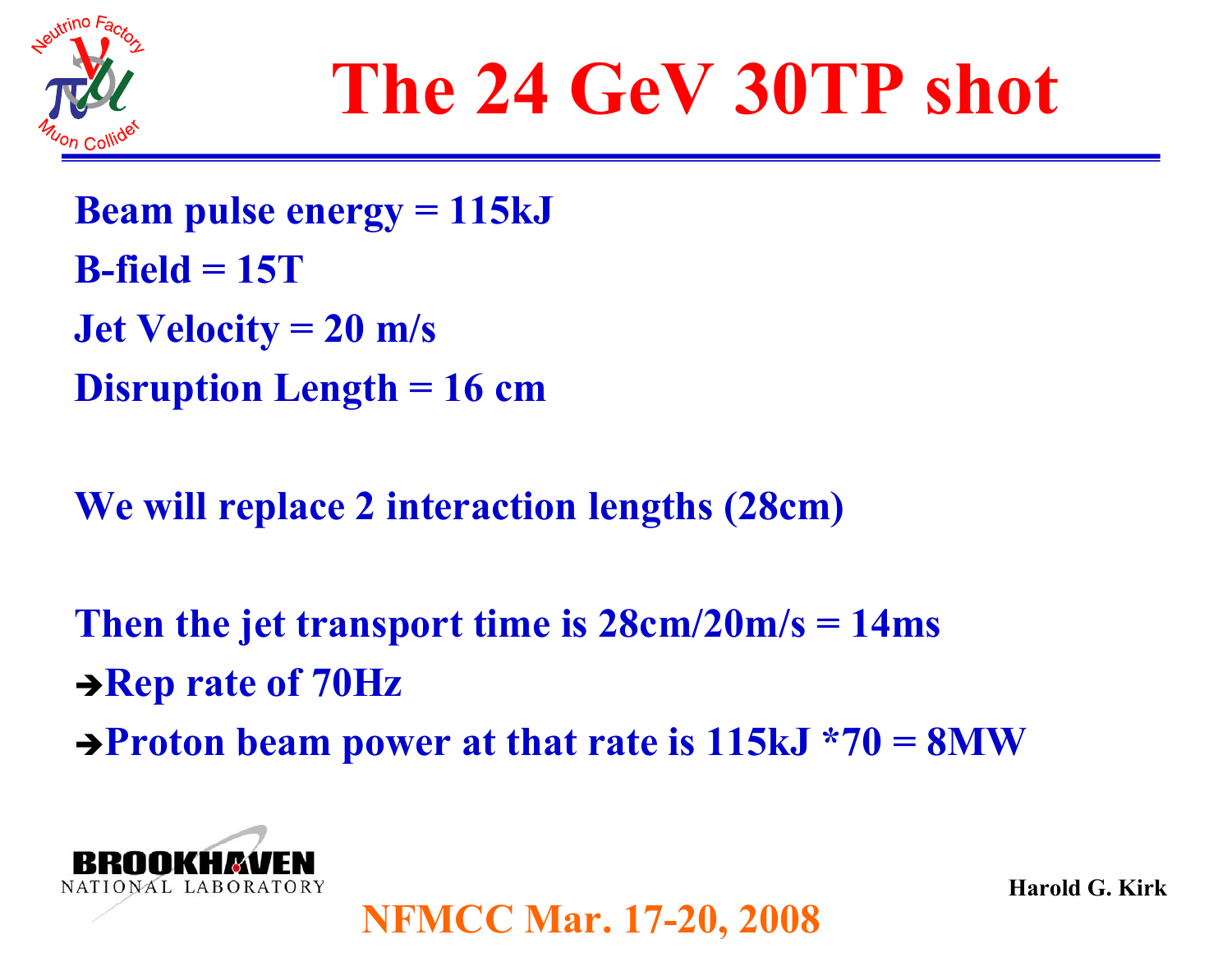# The 24 GeV 30TP shot

**Beam pulse energy = 115kJ**

**B-field = 15T**

**Jet Velocity = 20 m/s**

**Disruption Length = 16 cm**

**We will replace 2 interaction lengths (28cm)**

**Then the jet transport time is 28cm/20m/s = 14ms**

**➔Rep rate of 70Hz**

**➔Proton beam power at that rate is 115kJ *70 = 8MW**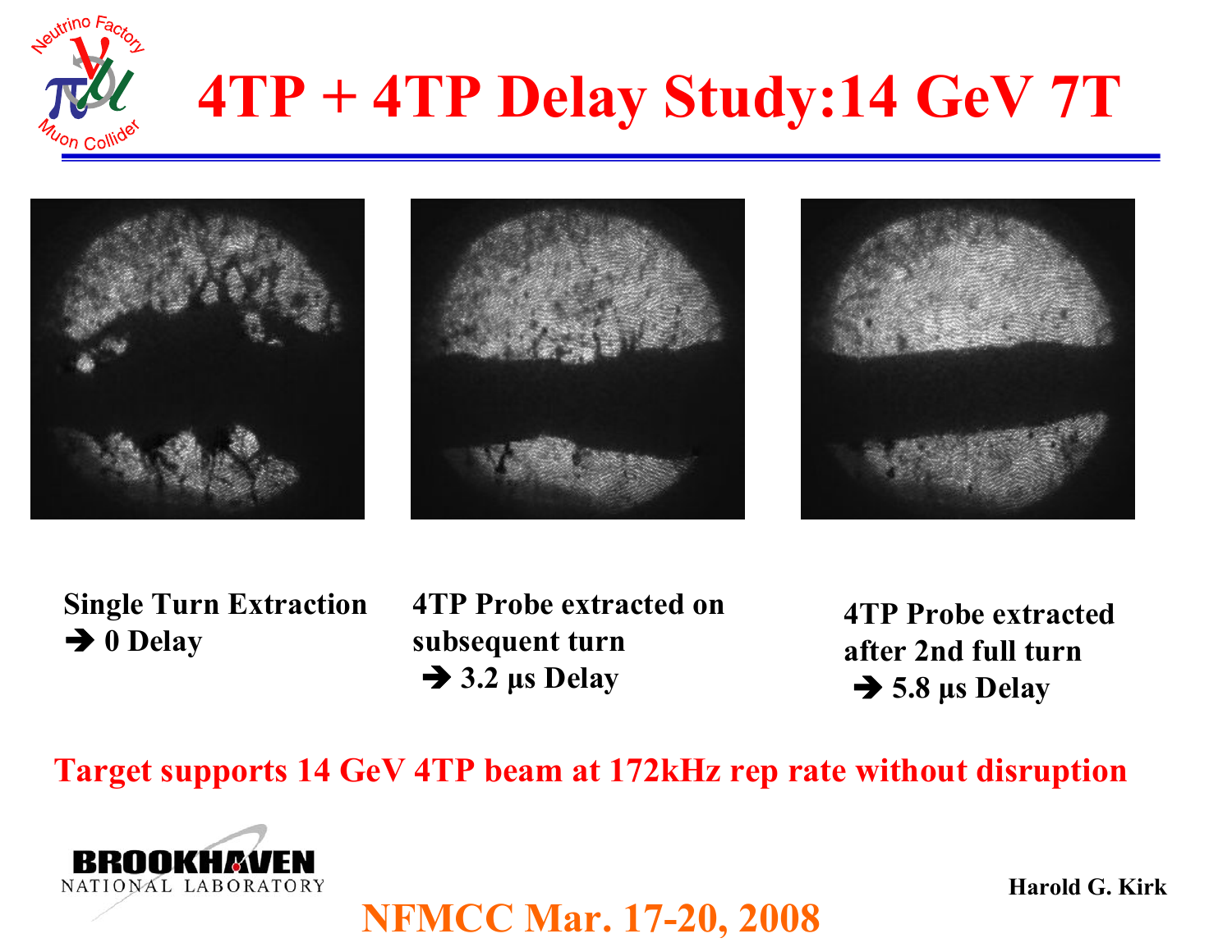# 4TP + 4TP Delay Study:14 GeV 7T

**Single Turn Extraction**
**➔ 0 Delay**

**4TP Probe extracted on subsequent turn**
**➔ 3.2 μs Delay**

**4TP Probe extracted after 2nd full turn**
**➔ 5.8 μs Delay**

**Target supports 14 GeV 4TP beam at 172kHz rep rate without disruption**

Harold G. Kirk

NFMCC Mar. 17-20, 2008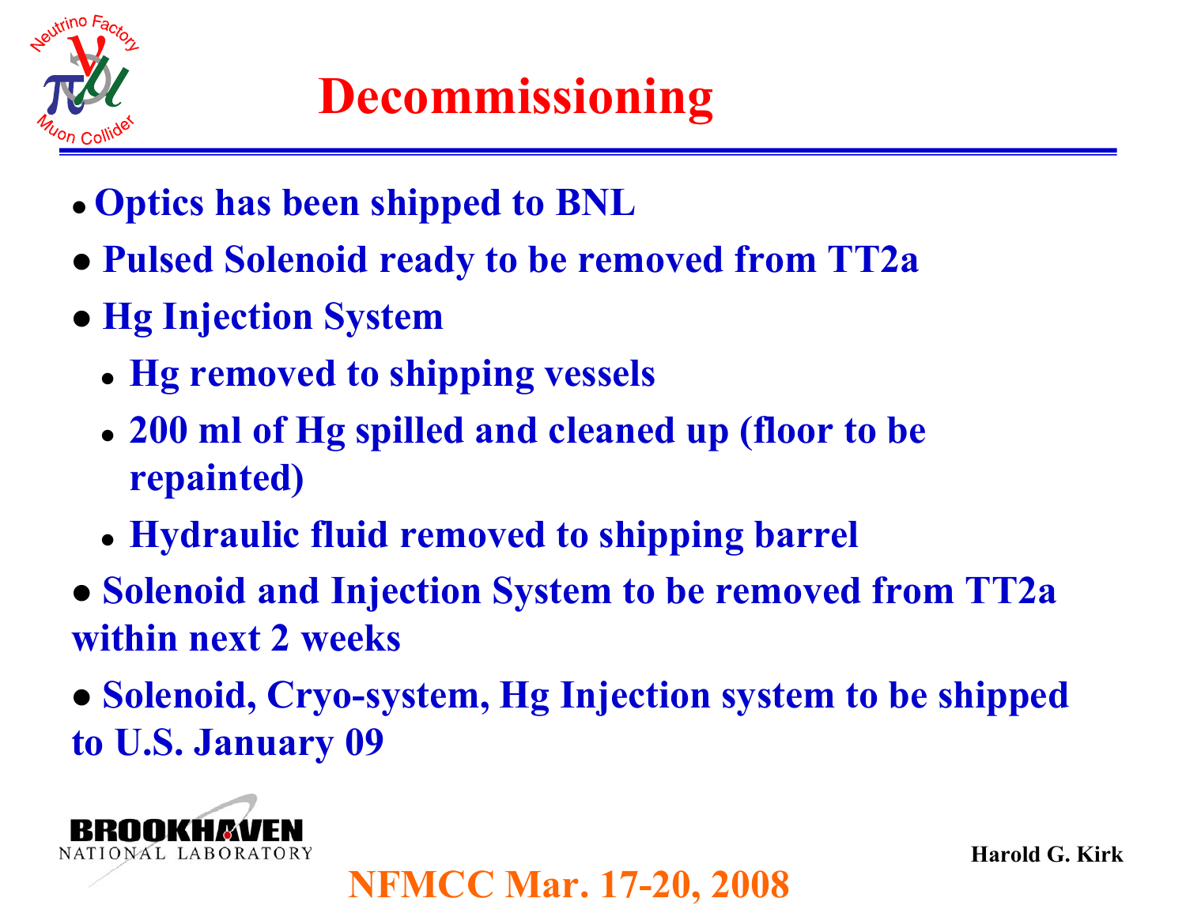# Decommissioning

- Optics has been shipped to BNL
- Pulsed Solenoid ready to be removed from TT2a
- Hg Injection System
  - Hg removed to shipping vessels
  - 200 ml of Hg spilled and cleaned up (floor to be repainted)
  - Hydraulic fluid removed to shipping barrel
- Solenoid and Injection System to be removed from TT2a within next 2 weeks
- Solenoid, Cryo-system, Hg Injection system to be shipped to U.S. January 09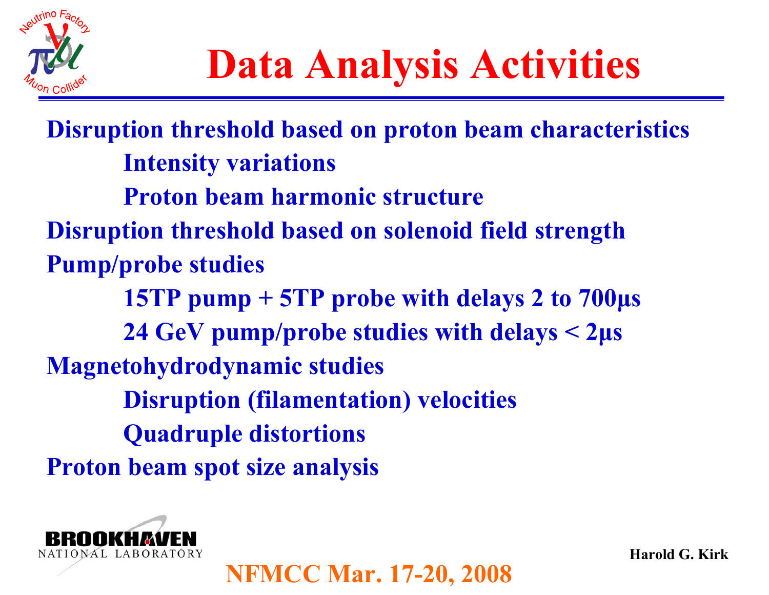# Data Analysis Activities

- **Disruption threshold based on proton beam characteristics**
  - **Intensity variations**
  - **Proton beam harmonic structure**
- **Disruption threshold based on solenoid field strength**
- **Pump/probe studies**
  - **15TP pump + 5TP probe with delays 2 to 700μs**
  - **24 GeV pump/probe studies with delays < 2μs**
- **Magnetohydrodynamic studies**
  - **Disruption (filamentation) velocities**
  - **Quadruple distortions**
- **Proton beam spot size analysis**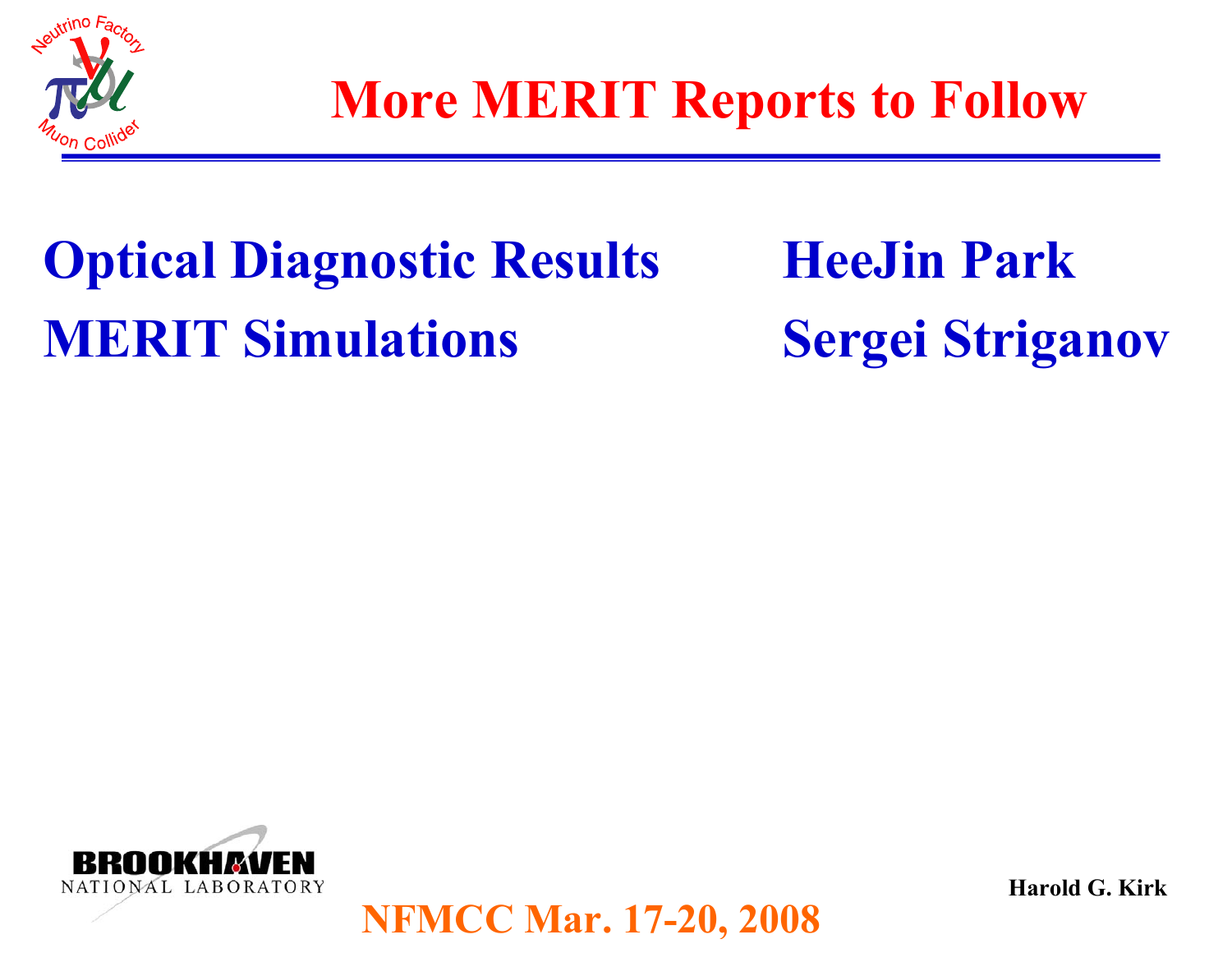# More MERIT Reports to Follow

| | |
|---|---|
| **Optical Diagnostic Results** | **HeeJin Park** |
| **MERIT Simulations** | **Sergei Striganov** |